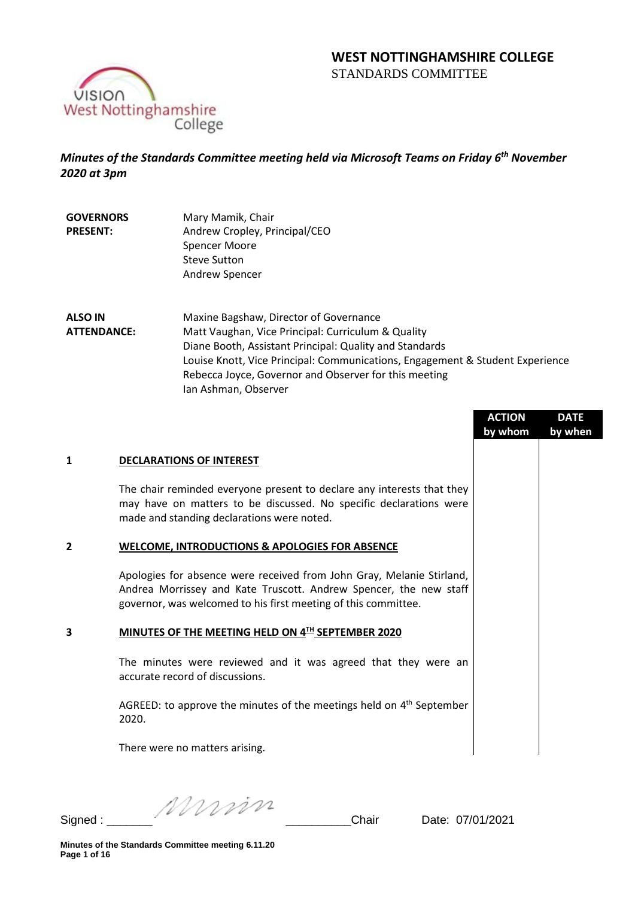# WEST NOTTINGHAMSHIRE COLLEGE
STANDARDS COMMITTEE

***Minutes of the Standards Committee meeting held via Microsoft Teams on Friday 6th November 2020 at 3pm***

| | |
|---|---|
| **GOVERNORS PRESENT:** | Mary Mamik, Chair<br>Andrew Cropley, Principal/CEO<br>Spencer Moore<br>Steve Sutton<br>Andrew Spencer |
| **ALSO IN ATTENDANCE:** | Maxine Bagshaw, Director of Governance<br>Matt Vaughan, Vice Principal: Curriculum & Quality<br>Diane Booth, Assistant Principal: Quality and Standards<br>Louise Knott, Vice Principal: Communications, Engagement & Student Experience<br>Rebecca Joyce, Governor and Observer for this meeting<br>Ian Ashman, Observer |

| | | ACTION by whom | DATE by when |
|---|---|---|---|
| **1** | **DECLARATIONS OF INTEREST** | | |
| | The chair reminded everyone present to declare any interests that they may have on matters to be discussed. No specific declarations were made and standing declarations were noted. | | |
| **2** | **WELCOME, INTRODUCTIONS & APOLOGIES FOR ABSENCE** | | |
| | Apologies for absence were received from John Gray, Melanie Stirland, Andrea Morrissey and Kate Truscott. Andrew Spencer, the new staff governor, was welcomed to his first meeting of this committee. | | |
| **3** | **MINUTES OF THE MEETING HELD ON 4TH SEPTEMBER 2020** | | |
| | The minutes were reviewed and it was agreed that they were an accurate record of discussions. | | |
| | AGREED: to approve the minutes of the meetings held on 4th September 2020. | | |
| | There were no matters arising. | | |

Signed : _______ _________Chair Date: 07/01/2021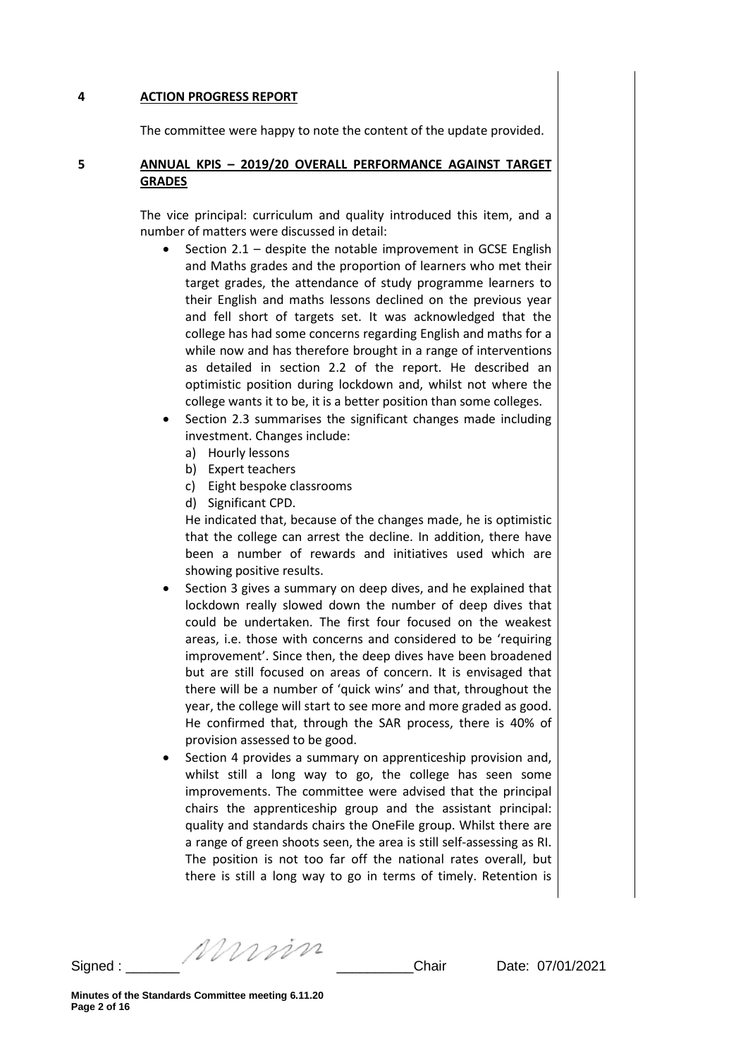**4 ACTION PROGRESS REPORT**

The committee were happy to note the content of the update provided.

**5 ANNUAL KPIS – 2019/20 OVERALL PERFORMANCE AGAINST TARGET GRADES**

The vice principal: curriculum and quality introduced this item, and a number of matters were discussed in detail:

- Section 2.1 – despite the notable improvement in GCSE English and Maths grades and the proportion of learners who met their target grades, the attendance of study programme learners to their English and maths lessons declined on the previous year and fell short of targets set. It was acknowledged that the college has had some concerns regarding English and maths for a while now and has therefore brought in a range of interventions as detailed in section 2.2 of the report. He described an optimistic position during lockdown and, whilst not where the college wants it to be, it is a better position than some colleges.
- Section 2.3 summarises the significant changes made including investment. Changes include:
  a) Hourly lessons
  b) Expert teachers
  c) Eight bespoke classrooms
  d) Significant CPD.

  He indicated that, because of the changes made, he is optimistic that the college can arrest the decline. In addition, there have been a number of rewards and initiatives used which are showing positive results.
- Section 3 gives a summary on deep dives, and he explained that lockdown really slowed down the number of deep dives that could be undertaken. The first four focused on the weakest areas, i.e. those with concerns and considered to be 'requiring improvement'. Since then, the deep dives have been broadened but are still focused on areas of concern. It is envisaged that there will be a number of 'quick wins' and that, throughout the year, the college will start to see more and more graded as good. He confirmed that, through the SAR process, there is 40% of provision assessed to be good.
- Section 4 provides a summary on apprenticeship provision and, whilst still a long way to go, the college has seen some improvements. The committee were advised that the principal chairs the apprenticeship group and the assistant principal: quality and standards chairs the OneFile group. Whilst there are a range of green shoots seen, the area is still self-assessing as RI. The position is not too far off the national rates overall, but there is still a long way to go in terms of timely. Retention is

Signed : _______ _________Chair Date: 07/01/2021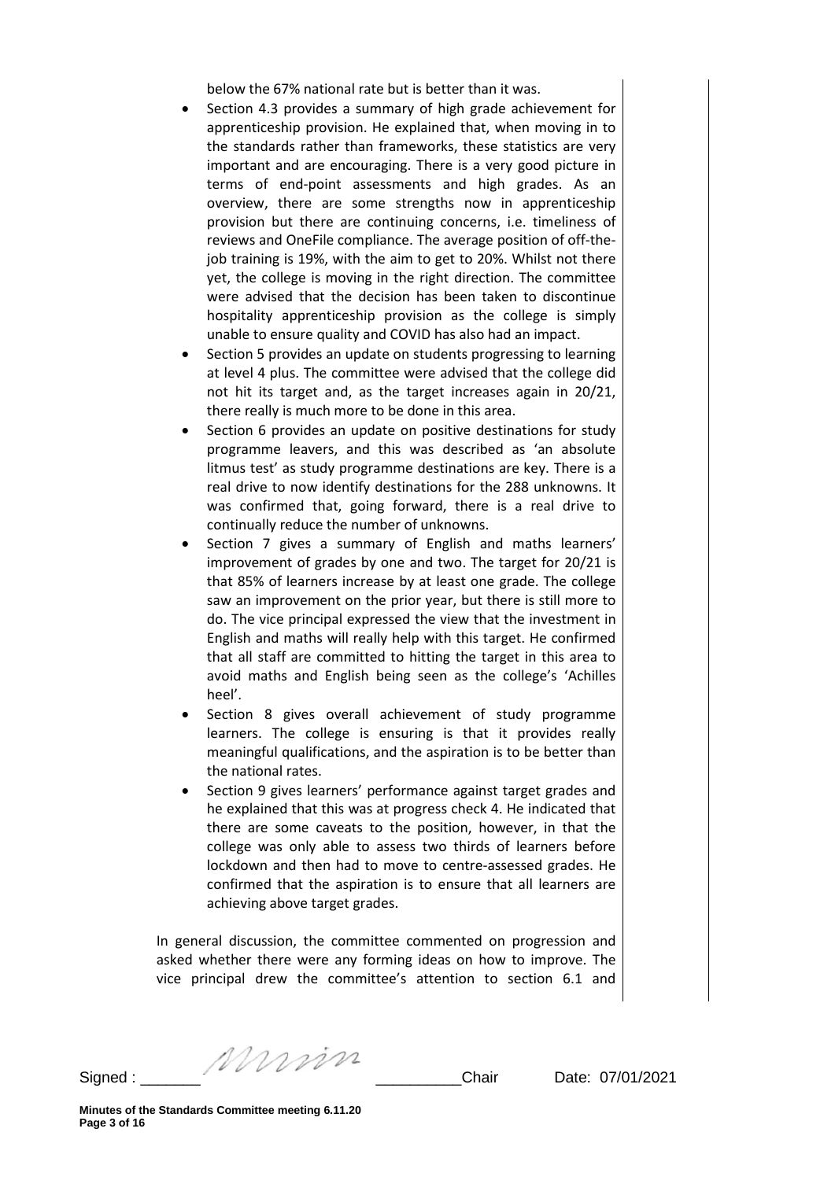below the 67% national rate but is better than it was.

- Section 4.3 provides a summary of high grade achievement for apprenticeship provision. He explained that, when moving in to the standards rather than frameworks, these statistics are very important and are encouraging. There is a very good picture in terms of end-point assessments and high grades. As an overview, there are some strengths now in apprenticeship provision but there are continuing concerns, i.e. timeliness of reviews and OneFile compliance. The average position of off-the-job training is 19%, with the aim to get to 20%. Whilst not there yet, the college is moving in the right direction. The committee were advised that the decision has been taken to discontinue hospitality apprenticeship provision as the college is simply unable to ensure quality and COVID has also had an impact.
- Section 5 provides an update on students progressing to learning at level 4 plus. The committee were advised that the college did not hit its target and, as the target increases again in 20/21, there really is much more to be done in this area.
- Section 6 provides an update on positive destinations for study programme leavers, and this was described as 'an absolute litmus test' as study programme destinations are key. There is a real drive to now identify destinations for the 288 unknowns. It was confirmed that, going forward, there is a real drive to continually reduce the number of unknowns.
- Section 7 gives a summary of English and maths learners' improvement of grades by one and two. The target for 20/21 is that 85% of learners increase by at least one grade. The college saw an improvement on the prior year, but there is still more to do. The vice principal expressed the view that the investment in English and maths will really help with this target. He confirmed that all staff are committed to hitting the target in this area to avoid maths and English being seen as the college's 'Achilles heel'.
- Section 8 gives overall achievement of study programme learners. The college is ensuring is that it provides really meaningful qualifications, and the aspiration is to be better than the national rates.
- Section 9 gives learners' performance against target grades and he explained that this was at progress check 4. He indicated that there are some caveats to the position, however, in that the college was only able to assess two thirds of learners before lockdown and then had to move to centre-assessed grades. He confirmed that the aspiration is to ensure that all learners are achieving above target grades.

In general discussion, the committee commented on progression and asked whether there were any forming ideas on how to improve. The vice principal drew the committee's attention to section 6.1 and

Signed : _______ _________Chair Date: 07/01/2021

Minutes of the Standards Committee meeting 6.11.20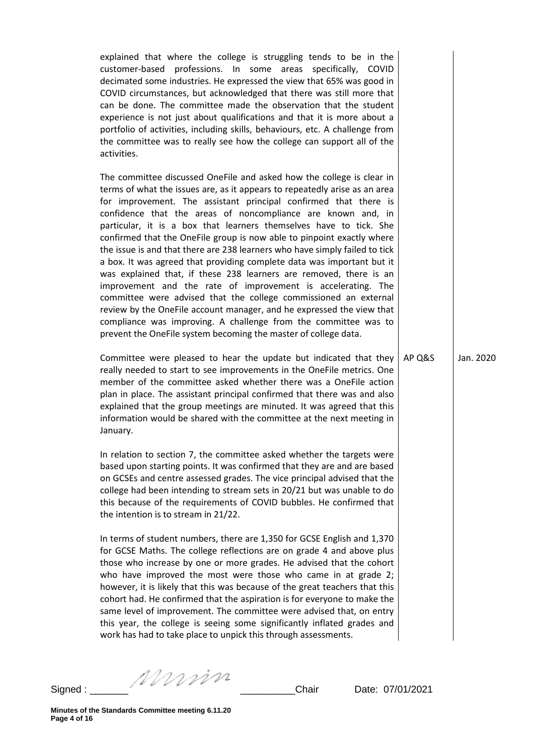| | | |
|---|---|---|
| explained that where the college is struggling tends to be in the customer-based professions. In some areas specifically, COVID decimated some industries. He expressed the view that 65% was good in COVID circumstances, but acknowledged that there was still more that can be done. The committee made the observation that the student experience is not just about qualifications and that it is more about a portfolio of activities, including skills, behaviours, etc. A challenge from the committee was to really see how the college can support all of the activities. | | |
| The committee discussed OneFile and asked how the college is clear in terms of what the issues are, as it appears to repeatedly arise as an area for improvement. The assistant principal confirmed that there is confidence that the areas of noncompliance are known and, in particular, it is a box that learners themselves have to tick. She confirmed that the OneFile group is now able to pinpoint exactly where the issue is and that there are 238 learners who have simply failed to tick a box. It was agreed that providing complete data was important but it was explained that, if these 238 learners are removed, there is an improvement and the rate of improvement is accelerating. The committee were advised that the college commissioned an external review by the OneFile account manager, and he expressed the view that compliance was improving. A challenge from the committee was to prevent the OneFile system becoming the master of college data. | | |
| Committee were pleased to hear the update but indicated that they really needed to start to see improvements in the OneFile metrics. One member of the committee asked whether there was a OneFile action plan in place. The assistant principal confirmed that there was and also explained that the group meetings are minuted. It was agreed that this information would be shared with the committee at the next meeting in January. | AP Q&S | Jan. 2020 |
| In relation to section 7, the committee asked whether the targets were based upon starting points. It was confirmed that they are and are based on GCSEs and centre assessed grades. The vice principal advised that the college had been intending to stream sets in 20/21 but was unable to do this because of the requirements of COVID bubbles. He confirmed that the intention is to stream in 21/22. | | |
| In terms of student numbers, there are 1,350 for GCSE English and 1,370 for GCSE Maths. The college reflections are on grade 4 and above plus those who increase by one or more grades. He advised that the cohort who have improved the most were those who came in at grade 2; however, it is likely that this was because of the great teachers that this cohort had. He confirmed that the aspiration is for everyone to make the same level of improvement. The committee were advised that, on entry this year, the college is seeing some significantly inflated grades and work has had to take place to unpick this through assessments. | | |

Signed : _______ *[signature]* __________Chair Date: 07/01/2021

**Minutes of the Standards Committee meeting 6.11.20**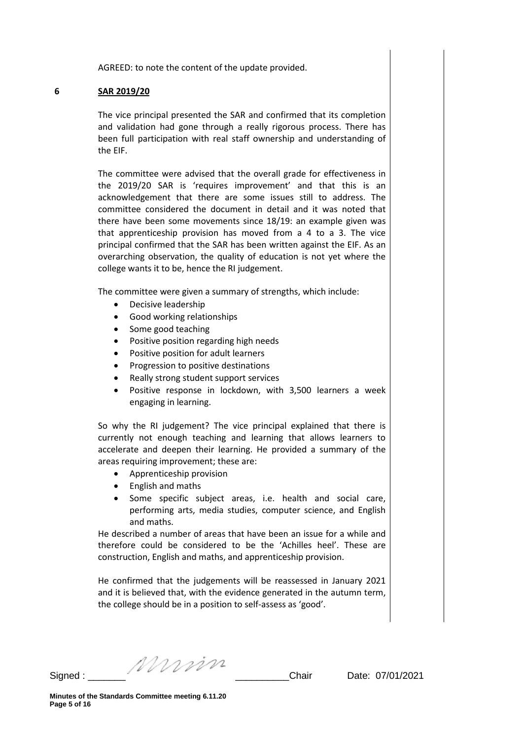AGREED: to note the content of the update provided.

## 6 SAR 2019/20

The vice principal presented the SAR and confirmed that its completion and validation had gone through a really rigorous process. There has been full participation with real staff ownership and understanding of the EIF.

The committee were advised that the overall grade for effectiveness in the 2019/20 SAR is 'requires improvement' and that this is an acknowledgement that there are some issues still to address. The committee considered the document in detail and it was noted that there have been some movements since 18/19: an example given was that apprenticeship provision has moved from a 4 to a 3. The vice principal confirmed that the SAR has been written against the EIF. As an overarching observation, the quality of education is not yet where the college wants it to be, hence the RI judgement.

The committee were given a summary of strengths, which include:

- Decisive leadership
- Good working relationships
- Some good teaching
- Positive position regarding high needs
- Positive position for adult learners
- Progression to positive destinations
- Really strong student support services
- Positive response in lockdown, with 3,500 learners a week engaging in learning.

So why the RI judgement? The vice principal explained that there is currently not enough teaching and learning that allows learners to accelerate and deepen their learning. He provided a summary of the areas requiring improvement; these are:

- Apprenticeship provision
- English and maths
- Some specific subject areas, i.e. health and social care, performing arts, media studies, computer science, and English and maths.

He described a number of areas that have been an issue for a while and therefore could be considered to be the 'Achilles heel'. These are construction, English and maths, and apprenticeship provision.

He confirmed that the judgements will be reassessed in January 2021 and it is believed that, with the evidence generated in the autumn term, the college should be in a position to self-assess as 'good'.

Signed : _______ Chair Date: 07/01/2021

**Minutes of the Standards Committee meeting 6.11.20**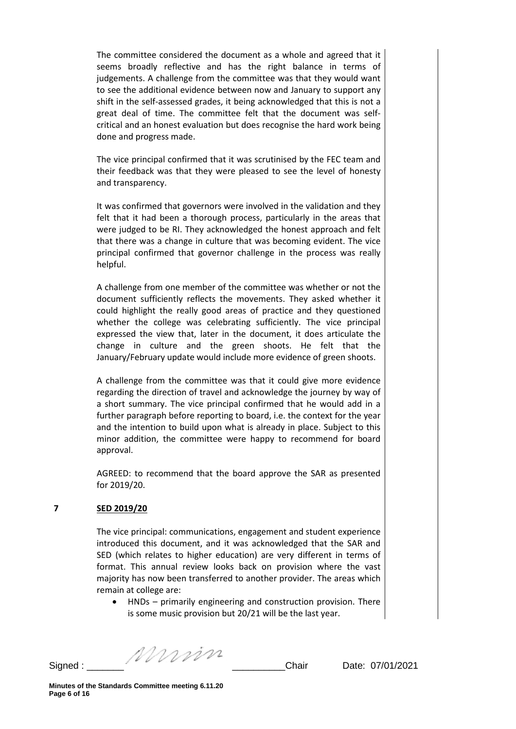The committee considered the document as a whole and agreed that it seems broadly reflective and has the right balance in terms of judgements. A challenge from the committee was that they would want to see the additional evidence between now and January to support any shift in the self-assessed grades, it being acknowledged that this is not a great deal of time. The committee felt that the document was self-critical and an honest evaluation but does recognise the hard work being done and progress made.

The vice principal confirmed that it was scrutinised by the FEC team and their feedback was that they were pleased to see the level of honesty and transparency.

It was confirmed that governors were involved in the validation and they felt that it had been a thorough process, particularly in the areas that were judged to be RI. They acknowledged the honest approach and felt that there was a change in culture that was becoming evident. The vice principal confirmed that governor challenge in the process was really helpful.

A challenge from one member of the committee was whether or not the document sufficiently reflects the movements. They asked whether it could highlight the really good areas of practice and they questioned whether the college was celebrating sufficiently. The vice principal expressed the view that, later in the document, it does articulate the change in culture and the green shoots. He felt that the January/February update would include more evidence of green shoots.

A challenge from the committee was that it could give more evidence regarding the direction of travel and acknowledge the journey by way of a short summary. The vice principal confirmed that he would add in a further paragraph before reporting to board, i.e. the context for the year and the intention to build upon what is already in place. Subject to this minor addition, the committee were happy to recommend for board approval.

AGREED: to recommend that the board approve the SAR as presented for 2019/20.

**7** **SED 2019/20**

The vice principal: communications, engagement and student experience introduced this document, and it was acknowledged that the SAR and SED (which relates to higher education) are very different in terms of format. This annual review looks back on provision where the vast majority has now been transferred to another provider. The areas which remain at college are:

- HNDs – primarily engineering and construction provision. There is some music provision but 20/21 will be the last year.

Signed : _______ _________Chair Date: 07/01/2021

**Minutes of the Standards Committee meeting 6.11.20**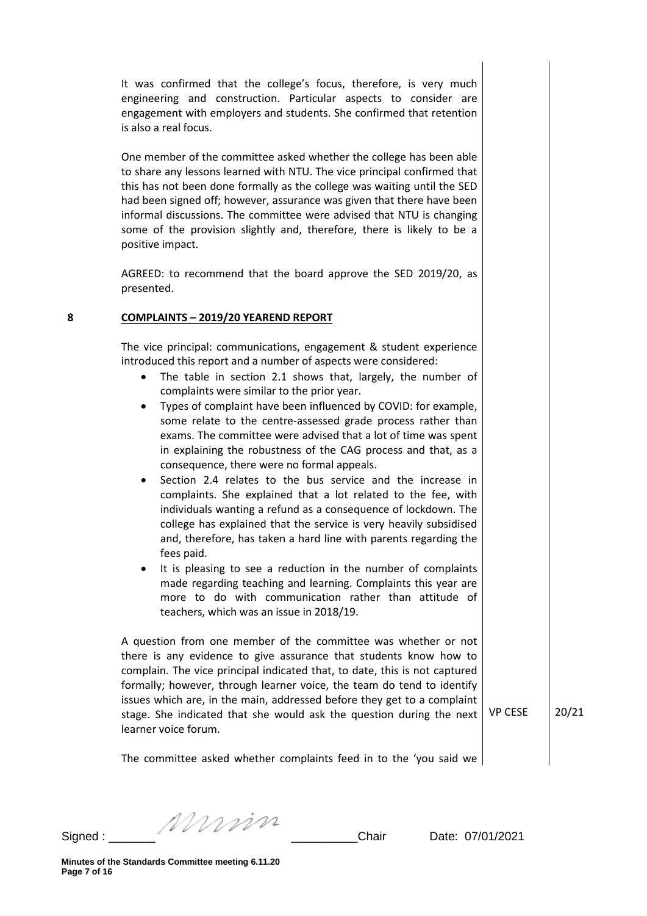It was confirmed that the college's focus, therefore, is very much engineering and construction. Particular aspects to consider are engagement with employers and students. She confirmed that retention is also a real focus.

One member of the committee asked whether the college has been able to share any lessons learned with NTU. The vice principal confirmed that this has not been done formally as the college was waiting until the SED had been signed off; however, assurance was given that there have been informal discussions. The committee were advised that NTU is changing some of the provision slightly and, therefore, there is likely to be a positive impact.

AGREED: to recommend that the board approve the SED 2019/20, as presented.

## 8 COMPLAINTS – 2019/20 YEAREND REPORT

The vice principal: communications, engagement & student experience introduced this report and a number of aspects were considered:

- The table in section 2.1 shows that, largely, the number of complaints were similar to the prior year.
- Types of complaint have been influenced by COVID: for example, some relate to the centre-assessed grade process rather than exams. The committee were advised that a lot of time was spent in explaining the robustness of the CAG process and that, as a consequence, there were no formal appeals.
- Section 2.4 relates to the bus service and the increase in complaints. She explained that a lot related to the fee, with individuals wanting a refund as a consequence of lockdown. The college has explained that the service is very heavily subsidised and, therefore, has taken a hard line with parents regarding the fees paid.
- It is pleasing to see a reduction in the number of complaints made regarding teaching and learning. Complaints this year are more to do with communication rather than attitude of teachers, which was an issue in 2018/19.

A question from one member of the committee was whether or not there is any evidence to give assurance that students know how to complain. The vice principal indicated that, to date, this is not captured formally; however, through learner voice, the team do tend to identify issues which are, in the main, addressed before they get to a complaint stage. She indicated that she would ask the question during the next learner voice forum. — **Action:** VP CESE | 20/21

The committee asked whether complaints feed in to the 'you said we

Signed : _______ Chair Date: 07/01/2021

Minutes of the Standards Committee meeting 6.11.20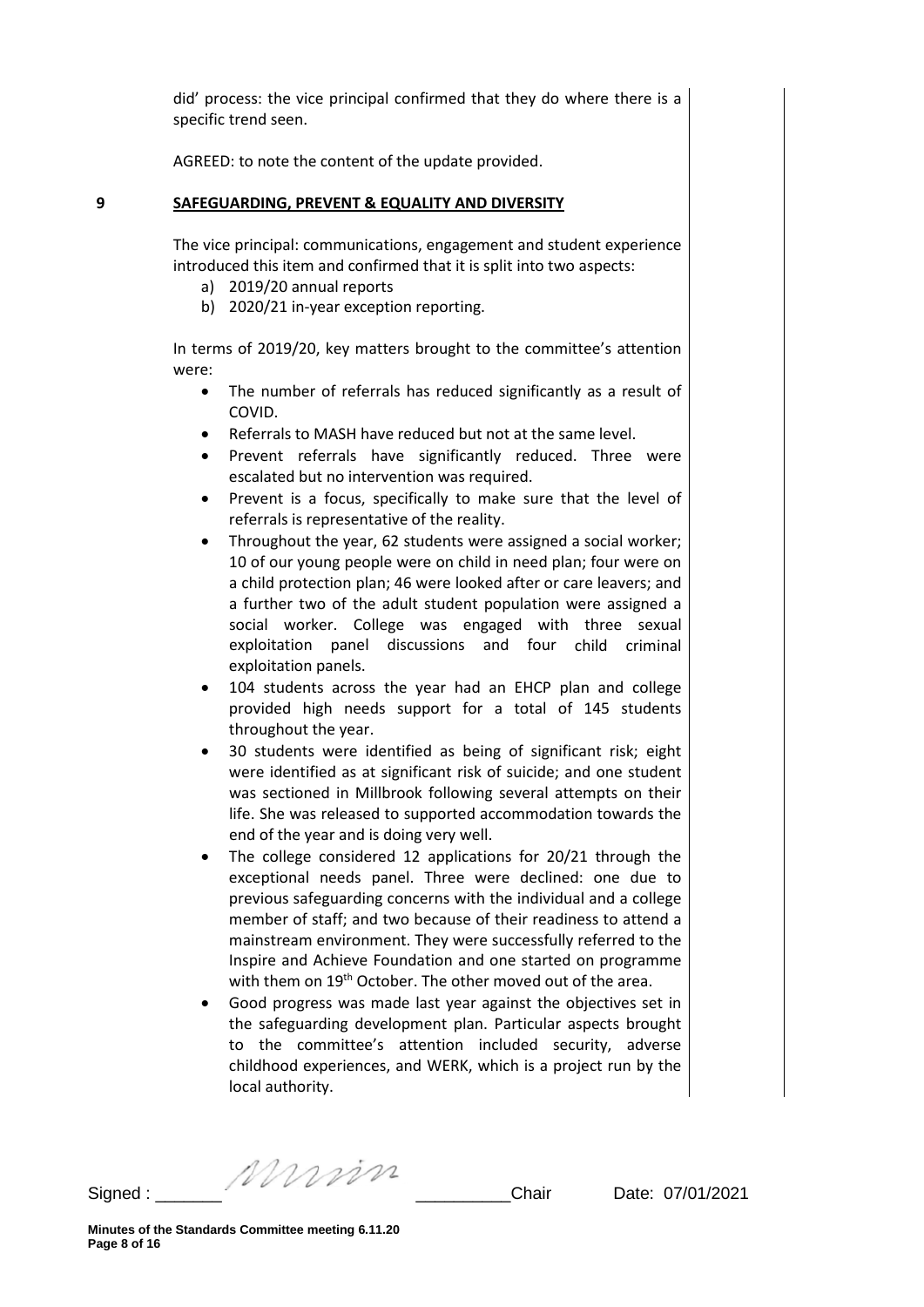did' process: the vice principal confirmed that they do where there is a specific trend seen.

AGREED: to note the content of the update provided.

## 9 SAFEGUARDING, PREVENT & EQUALITY AND DIVERSITY

The vice principal: communications, engagement and student experience introduced this item and confirmed that it is split into two aspects:

a) 2019/20 annual reports
b) 2020/21 in-year exception reporting.

In terms of 2019/20, key matters brought to the committee's attention were:

- The number of referrals has reduced significantly as a result of COVID.
- Referrals to MASH have reduced but not at the same level.
- Prevent referrals have significantly reduced. Three were escalated but no intervention was required.
- Prevent is a focus, specifically to make sure that the level of referrals is representative of the reality.
- Throughout the year, 62 students were assigned a social worker; 10 of our young people were on child in need plan; four were on a child protection plan; 46 were looked after or care leavers; and a further two of the adult student population were assigned a social worker. College was engaged with three sexual exploitation panel discussions and four child criminal exploitation panels.
- 104 students across the year had an EHCP plan and college provided high needs support for a total of 145 students throughout the year.
- 30 students were identified as being of significant risk; eight were identified as at significant risk of suicide; and one student was sectioned in Millbrook following several attempts on their life. She was released to supported accommodation towards the end of the year and is doing very well.
- The college considered 12 applications for 20/21 through the exceptional needs panel. Three were declined: one due to previous safeguarding concerns with the individual and a college member of staff; and two because of their readiness to attend a mainstream environment. They were successfully referred to the Inspire and Achieve Foundation and one started on programme with them on 19th October. The other moved out of the area.
- Good progress was made last year against the objectives set in the safeguarding development plan. Particular aspects brought to the committee's attention included security, adverse childhood experiences, and WERK, which is a project run by the local authority.

Signed : _______ _________Chair Date: 07/01/2021

**Minutes of the Standards Committee meeting 6.11.20**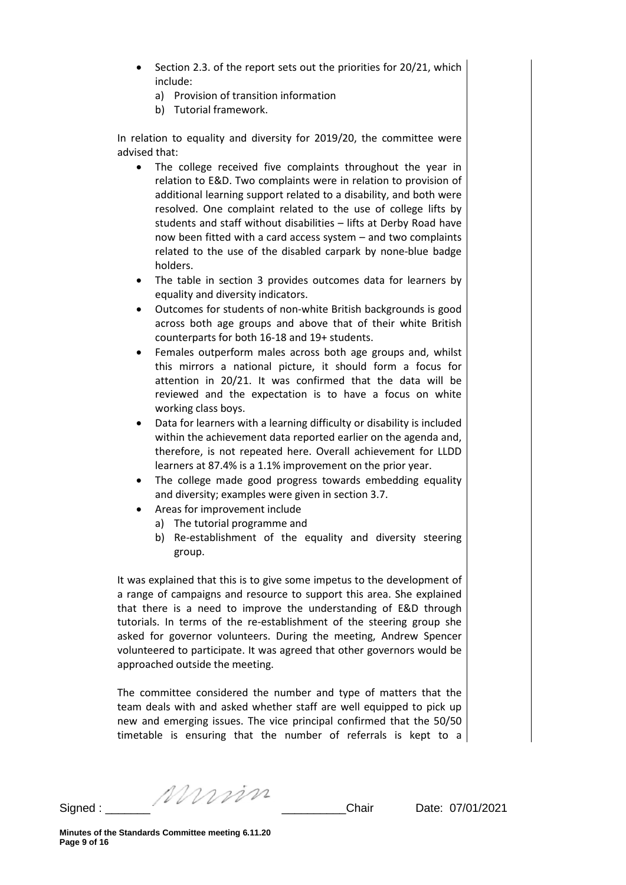- Section 2.3. of the report sets out the priorities for 20/21, which include:
  - a) Provision of transition information
  - b) Tutorial framework.

In relation to equality and diversity for 2019/20, the committee were advised that:

- The college received five complaints throughout the year in relation to E&D. Two complaints were in relation to provision of additional learning support related to a disability, and both were resolved. One complaint related to the use of college lifts by students and staff without disabilities – lifts at Derby Road have now been fitted with a card access system – and two complaints related to the use of the disabled carpark by none-blue badge holders.
- The table in section 3 provides outcomes data for learners by equality and diversity indicators.
- Outcomes for students of non-white British backgrounds is good across both age groups and above that of their white British counterparts for both 16-18 and 19+ students.
- Females outperform males across both age groups and, whilst this mirrors a national picture, it should form a focus for attention in 20/21. It was confirmed that the data will be reviewed and the expectation is to have a focus on white working class boys.
- Data for learners with a learning difficulty or disability is included within the achievement data reported earlier on the agenda and, therefore, is not repeated here. Overall achievement for LLDD learners at 87.4% is a 1.1% improvement on the prior year.
- The college made good progress towards embedding equality and diversity; examples were given in section 3.7.
- Areas for improvement include
  - a) The tutorial programme and
  - b) Re-establishment of the equality and diversity steering group.

It was explained that this is to give some impetus to the development of a range of campaigns and resource to support this area. She explained that there is a need to improve the understanding of E&D through tutorials. In terms of the re-establishment of the steering group she asked for governor volunteers. During the meeting, Andrew Spencer volunteered to participate. It was agreed that other governors would be approached outside the meeting.

The committee considered the number and type of matters that the team deals with and asked whether staff are well equipped to pick up new and emerging issues. The vice principal confirmed that the 50/50 timetable is ensuring that the number of referrals is kept to a

Signed : _______ _________Chair Date: 07/01/2021

**Minutes of the Standards Committee meeting 6.11.20**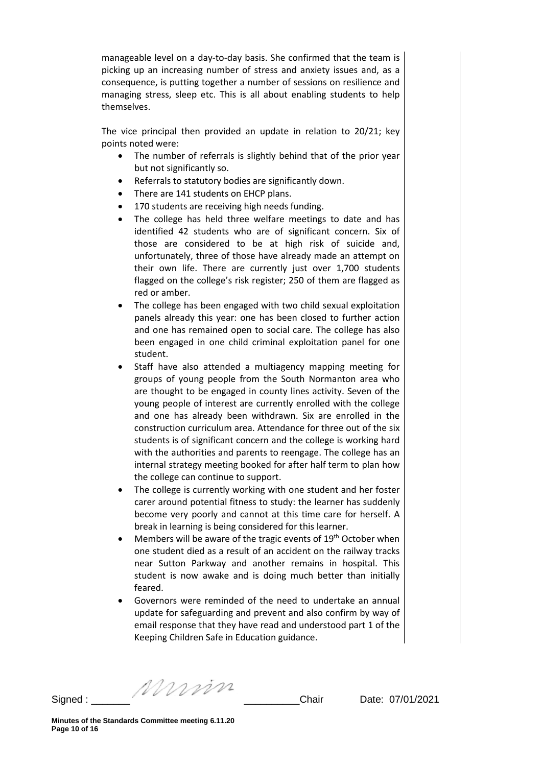manageable level on a day-to-day basis. She confirmed that the team is picking up an increasing number of stress and anxiety issues and, as a consequence, is putting together a number of sessions on resilience and managing stress, sleep etc. This is all about enabling students to help themselves.

The vice principal then provided an update in relation to 20/21; key points noted were:

- The number of referrals is slightly behind that of the prior year but not significantly so.
- Referrals to statutory bodies are significantly down.
- There are 141 students on EHCP plans.
- 170 students are receiving high needs funding.
- The college has held three welfare meetings to date and has identified 42 students who are of significant concern. Six of those are considered to be at high risk of suicide and, unfortunately, three of those have already made an attempt on their own life. There are currently just over 1,700 students flagged on the college's risk register; 250 of them are flagged as red or amber.
- The college has been engaged with two child sexual exploitation panels already this year: one has been closed to further action and one has remained open to social care. The college has also been engaged in one child criminal exploitation panel for one student.
- Staff have also attended a multiagency mapping meeting for groups of young people from the South Normanton area who are thought to be engaged in county lines activity. Seven of the young people of interest are currently enrolled with the college and one has already been withdrawn. Six are enrolled in the construction curriculum area. Attendance for three out of the six students is of significant concern and the college is working hard with the authorities and parents to reengage. The college has an internal strategy meeting booked for after half term to plan how the college can continue to support.
- The college is currently working with one student and her foster carer around potential fitness to study: the learner has suddenly become very poorly and cannot at this time care for herself. A break in learning is being considered for this learner.
- Members will be aware of the tragic events of 19th October when one student died as a result of an accident on the railway tracks near Sutton Parkway and another remains in hospital. This student is now awake and is doing much better than initially feared.
- Governors were reminded of the need to undertake an annual update for safeguarding and prevent and also confirm by way of email response that they have read and understood part 1 of the Keeping Children Safe in Education guidance.

Signed : _______ __________Chair Date: 07/01/2021

Minutes of the Standards Committee meeting 6.11.20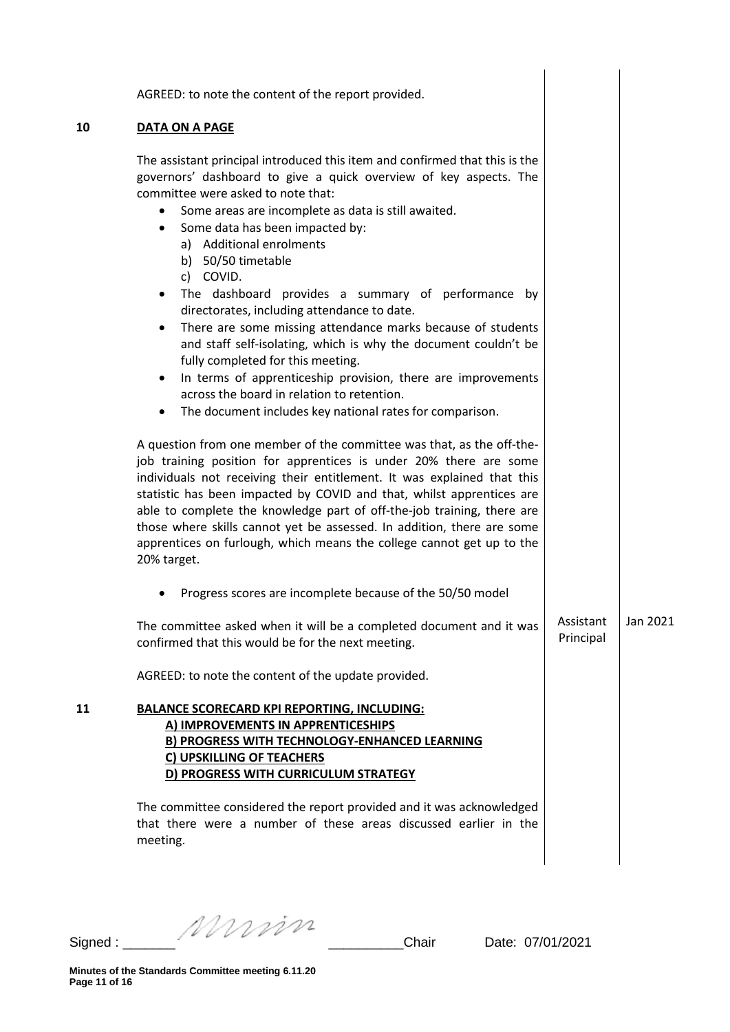AGREED: to note the content of the report provided.

## 10 DATA ON A PAGE

The assistant principal introduced this item and confirmed that this is the governors' dashboard to give a quick overview of key aspects. The committee were asked to note that:

- Some areas are incomplete as data is still awaited.
- Some data has been impacted by:
  a) Additional enrolments
  b) 50/50 timetable
  c) COVID.
- The dashboard provides a summary of performance by directorates, including attendance to date.
- There are some missing attendance marks because of students and staff self-isolating, which is why the document couldn't be fully completed for this meeting.
- In terms of apprenticeship provision, there are improvements across the board in relation to retention.
- The document includes key national rates for comparison.

A question from one member of the committee was that, as the off-the-job training position for apprentices is under 20% there are some individuals not receiving their entitlement. It was explained that this statistic has been impacted by COVID and that, whilst apprentices are able to complete the knowledge part of off-the-job training, there are those where skills cannot yet be assessed. In addition, there are some apprentices on furlough, which means the college cannot get up to the 20% target.

- Progress scores are incomplete because of the 50/50 model

The committee asked when it will be a completed document and it was confirmed that this would be for the next meeting. — **Assistant Principal — Jan 2021**

AGREED: to note the content of the update provided.

## 11 BALANCE SCORECARD KPI REPORTING, INCLUDING: A) IMPROVEMENTS IN APPRENTICESHIPS B) PROGRESS WITH TECHNOLOGY-ENHANCED LEARNING C) UPSKILLING OF TEACHERS D) PROGRESS WITH CURRICULUM STRATEGY

The committee considered the report provided and it was acknowledged that there were a number of these areas discussed earlier in the meeting.

Signed : _______ [signature] _________Chair Date: 07/01/2021

Minutes of the Standards Committee meeting 6.11.20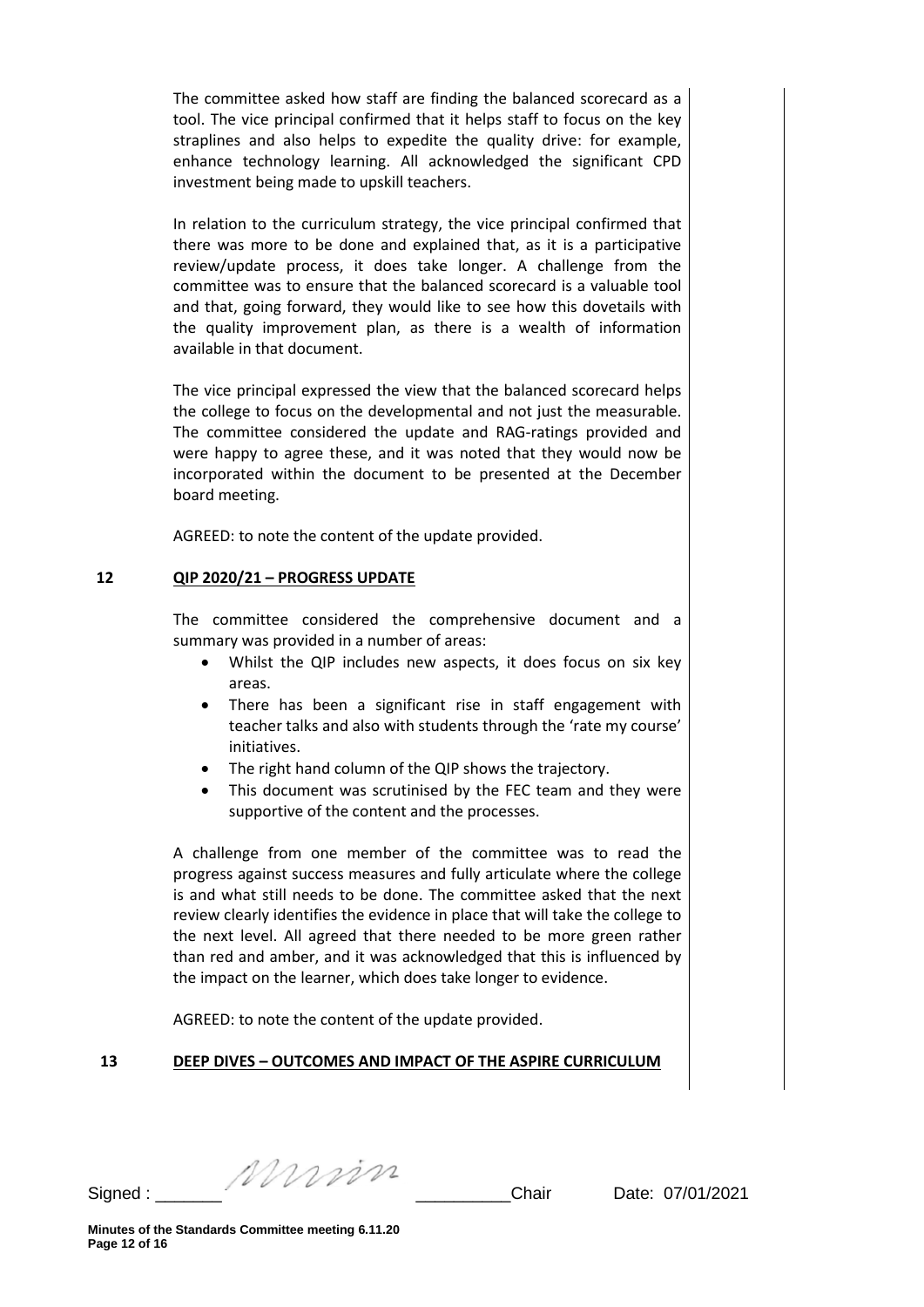The committee asked how staff are finding the balanced scorecard as a tool. The vice principal confirmed that it helps staff to focus on the key straplines and also helps to expedite the quality drive: for example, enhance technology learning. All acknowledged the significant CPD investment being made to upskill teachers.

In relation to the curriculum strategy, the vice principal confirmed that there was more to be done and explained that, as it is a participative review/update process, it does take longer. A challenge from the committee was to ensure that the balanced scorecard is a valuable tool and that, going forward, they would like to see how this dovetails with the quality improvement plan, as there is a wealth of information available in that document.

The vice principal expressed the view that the balanced scorecard helps the college to focus on the developmental and not just the measurable. The committee considered the update and RAG-ratings provided and were happy to agree these, and it was noted that they would now be incorporated within the document to be presented at the December board meeting.

AGREED: to note the content of the update provided.

## 12 QIP 2020/21 – PROGRESS UPDATE

The committee considered the comprehensive document and a summary was provided in a number of areas:

- Whilst the QIP includes new aspects, it does focus on six key areas.
- There has been a significant rise in staff engagement with teacher talks and also with students through the 'rate my course' initiatives.
- The right hand column of the QIP shows the trajectory.
- This document was scrutinised by the FEC team and they were supportive of the content and the processes.

A challenge from one member of the committee was to read the progress against success measures and fully articulate where the college is and what still needs to be done. The committee asked that the next review clearly identifies the evidence in place that will take the college to the next level. All agreed that there needed to be more green rather than red and amber, and it was acknowledged that this is influenced by the impact on the learner, which does take longer to evidence.

AGREED: to note the content of the update provided.

## 13 DEEP DIVES – OUTCOMES AND IMPACT OF THE ASPIRE CURRICULUM

Signed : _______ _________Chair Date: 07/01/2021

Minutes of the Standards Committee meeting 6.11.20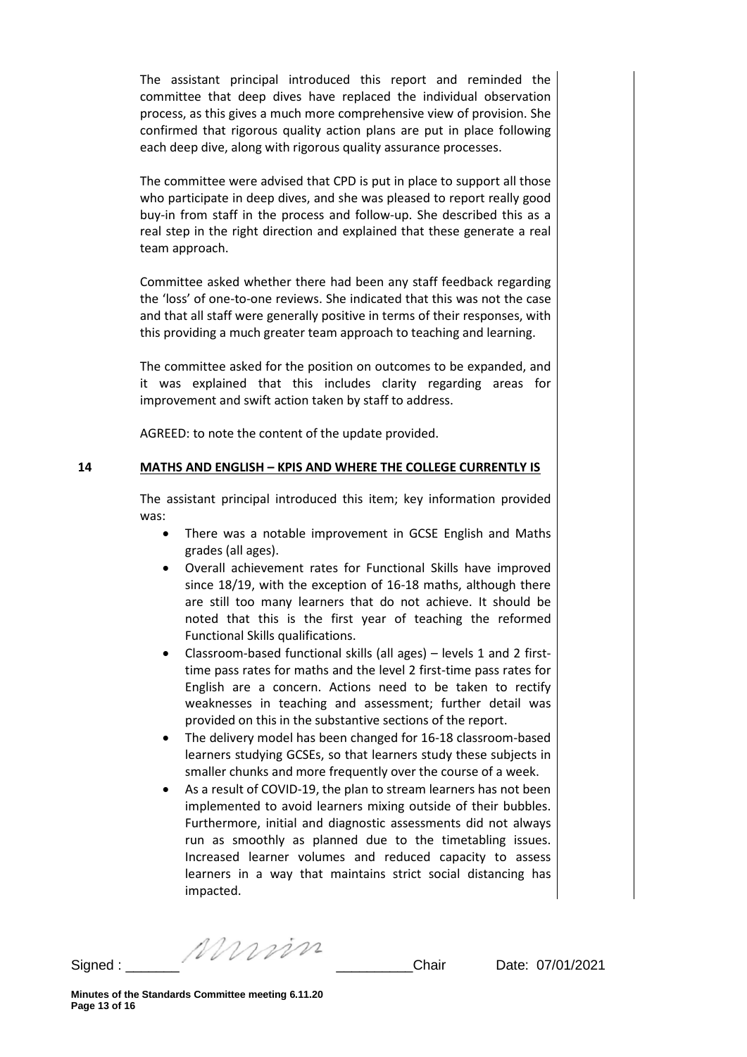The assistant principal introduced this report and reminded the committee that deep dives have replaced the individual observation process, as this gives a much more comprehensive view of provision. She confirmed that rigorous quality action plans are put in place following each deep dive, along with rigorous quality assurance processes.

The committee were advised that CPD is put in place to support all those who participate in deep dives, and she was pleased to report really good buy-in from staff in the process and follow-up. She described this as a real step in the right direction and explained that these generate a real team approach.

Committee asked whether there had been any staff feedback regarding the 'loss' of one-to-one reviews. She indicated that this was not the case and that all staff were generally positive in terms of their responses, with this providing a much greater team approach to teaching and learning.

The committee asked for the position on outcomes to be expanded, and it was explained that this includes clarity regarding areas for improvement and swift action taken by staff to address.

AGREED: to note the content of the update provided.

**14 MATHS AND ENGLISH – KPIS AND WHERE THE COLLEGE CURRENTLY IS**

The assistant principal introduced this item; key information provided was:

- There was a notable improvement in GCSE English and Maths grades (all ages).
- Overall achievement rates for Functional Skills have improved since 18/19, with the exception of 16-18 maths, although there are still too many learners that do not achieve. It should be noted that this is the first year of teaching the reformed Functional Skills qualifications.
- Classroom-based functional skills (all ages) – levels 1 and 2 first-time pass rates for maths and the level 2 first-time pass rates for English are a concern. Actions need to be taken to rectify weaknesses in teaching and assessment; further detail was provided on this in the substantive sections of the report.
- The delivery model has been changed for 16-18 classroom-based learners studying GCSEs, so that learners study these subjects in smaller chunks and more frequently over the course of a week.
- As a result of COVID-19, the plan to stream learners has not been implemented to avoid learners mixing outside of their bubbles. Furthermore, initial and diagnostic assessments did not always run as smoothly as planned due to the timetabling issues. Increased learner volumes and reduced capacity to assess learners in a way that maintains strict social distancing has impacted.

Signed : _______ __________Chair Date: 07/01/2021

**Minutes of the Standards Committee meeting 6.11.20**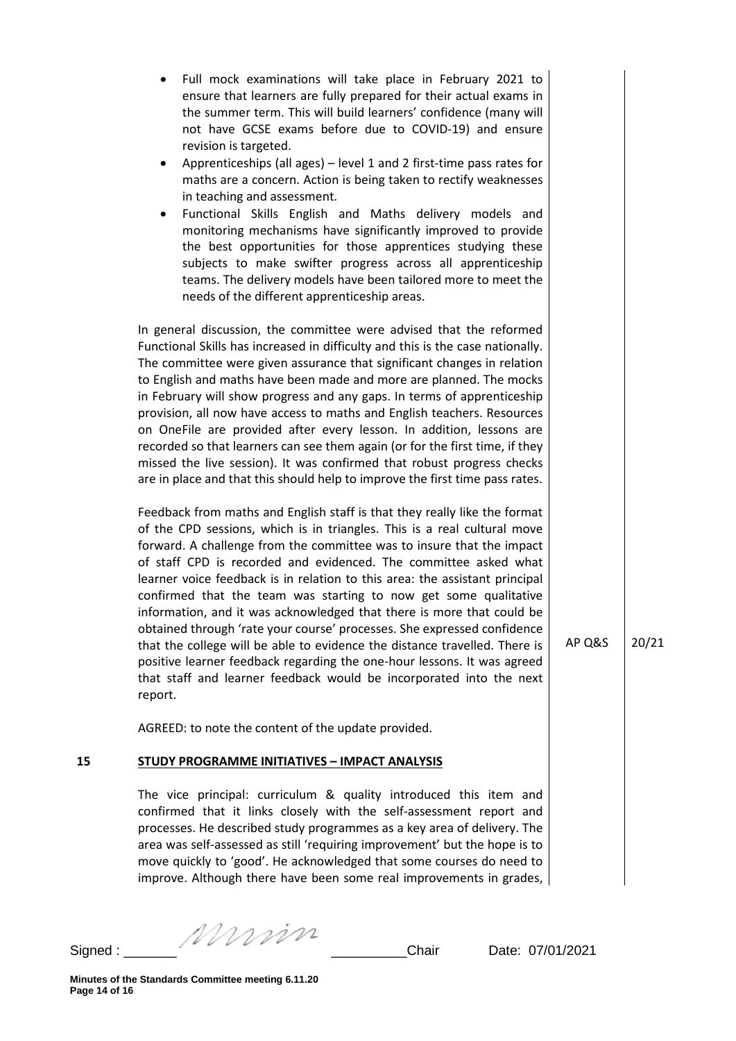- Full mock examinations will take place in February 2021 to ensure that learners are fully prepared for their actual exams in the summer term. This will build learners' confidence (many will not have GCSE exams before due to COVID-19) and ensure revision is targeted.
- Apprenticeships (all ages) – level 1 and 2 first-time pass rates for maths are a concern. Action is being taken to rectify weaknesses in teaching and assessment.
- Functional Skills English and Maths delivery models and monitoring mechanisms have significantly improved to provide the best opportunities for those apprentices studying these subjects to make swifter progress across all apprenticeship teams. The delivery models have been tailored more to meet the needs of the different apprenticeship areas.

In general discussion, the committee were advised that the reformed Functional Skills has increased in difficulty and this is the case nationally. The committee were given assurance that significant changes in relation to English and maths have been made and more are planned. The mocks in February will show progress and any gaps. In terms of apprenticeship provision, all now have access to maths and English teachers. Resources on OneFile are provided after every lesson. In addition, lessons are recorded so that learners can see them again (or for the first time, if they missed the live session). It was confirmed that robust progress checks are in place and that this should help to improve the first time pass rates.

Feedback from maths and English staff is that they really like the format of the CPD sessions, which is in triangles. This is a real cultural move forward. A challenge from the committee was to insure that the impact of staff CPD is recorded and evidenced. The committee asked what learner voice feedback is in relation to this area: the assistant principal confirmed that the team was starting to now get some qualitative information, and it was acknowledged that there is more that could be obtained through 'rate your course' processes. She expressed confidence that the college will be able to evidence the distance travelled. There is positive learner feedback regarding the one-hour lessons. It was agreed that staff and learner feedback would be incorporated into the next report. — AP Q&S — 20/21

AGREED: to note the content of the update provided.

## 15 STUDY PROGRAMME INITIATIVES – IMPACT ANALYSIS

The vice principal: curriculum & quality introduced this item and confirmed that it links closely with the self-assessment report and processes. He described study programmes as a key area of delivery. The area was self-assessed as still 'requiring improvement' but the hope is to move quickly to 'good'. He acknowledged that some courses do need to improve. Although there have been some real improvements in grades,

Signed : _______ _________Chair Date: 07/01/2021

Minutes of the Standards Committee meeting 6.11.20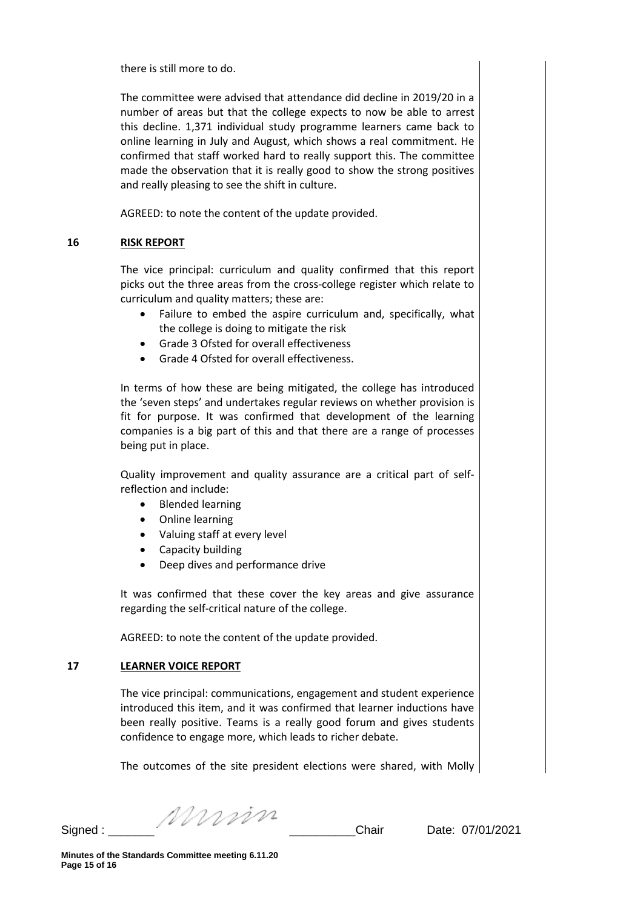there is still more to do.

The committee were advised that attendance did decline in 2019/20 in a number of areas but that the college expects to now be able to arrest this decline. 1,371 individual study programme learners came back to online learning in July and August, which shows a real commitment. He confirmed that staff worked hard to really support this. The committee made the observation that it is really good to show the strong positives and really pleasing to see the shift in culture.

AGREED: to note the content of the update provided.

**16 RISK REPORT**

The vice principal: curriculum and quality confirmed that this report picks out the three areas from the cross-college register which relate to curriculum and quality matters; these are:

- Failure to embed the aspire curriculum and, specifically, what the college is doing to mitigate the risk
- Grade 3 Ofsted for overall effectiveness
- Grade 4 Ofsted for overall effectiveness.

In terms of how these are being mitigated, the college has introduced the 'seven steps' and undertakes regular reviews on whether provision is fit for purpose. It was confirmed that development of the learning companies is a big part of this and that there are a range of processes being put in place.

Quality improvement and quality assurance are a critical part of self-reflection and include:

- Blended learning
- Online learning
- Valuing staff at every level
- Capacity building
- Deep dives and performance drive

It was confirmed that these cover the key areas and give assurance regarding the self-critical nature of the college.

AGREED: to note the content of the update provided.

**17 LEARNER VOICE REPORT**

The vice principal: communications, engagement and student experience introduced this item, and it was confirmed that learner inductions have been really positive. Teams is a really good forum and gives students confidence to engage more, which leads to richer debate.

The outcomes of the site president elections were shared, with Molly

Signed : _______ __________Chair Date: 07/01/2021

Minutes of the Standards Committee meeting 6.11.20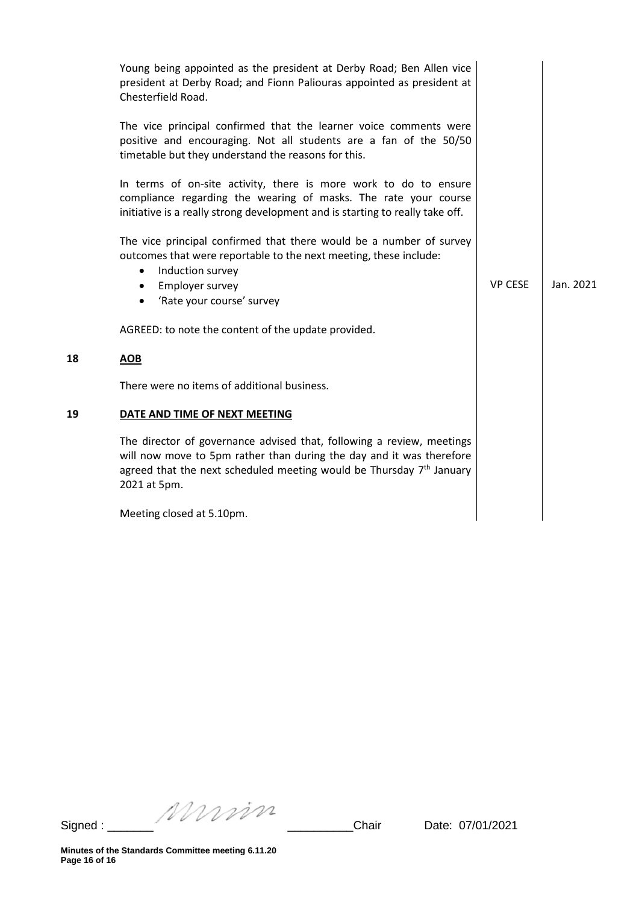| | | | |
|---|---|---|---|
| | Young being appointed as the president at Derby Road; Ben Allen vice president at Derby Road; and Fionn Paliouras appointed as president at Chesterfield Road.<br><br>The vice principal confirmed that the learner voice comments were positive and encouraging. Not all students are a fan of the 50/50 timetable but they understand the reasons for this.<br><br>In terms of on-site activity, there is more work to do to ensure compliance regarding the wearing of masks. The rate your course initiative is a really strong development and is starting to really take off.<br><br>The vice principal confirmed that there would be a number of survey outcomes that were reportable to the next meeting, these include:<br>• Induction survey<br>• Employer survey<br>• 'Rate your course' survey<br><br>AGREED: to note the content of the update provided. | VP CESE | Jan. 2021 |
| **18** | **AOB**<br><br>There were no items of additional business. | | |
| **19** | **DATE AND TIME OF NEXT MEETING**<br><br>The director of governance advised that, following a review, meetings will now move to 5pm rather than during the day and it was therefore agreed that the next scheduled meeting would be Thursday 7th January 2021 at 5pm.<br><br>Meeting closed at 5.10pm. | | |

Signed : _______ [signature] _________Chair Date: 07/01/2021

**Minutes of the Standards Committee meeting 6.11.20**